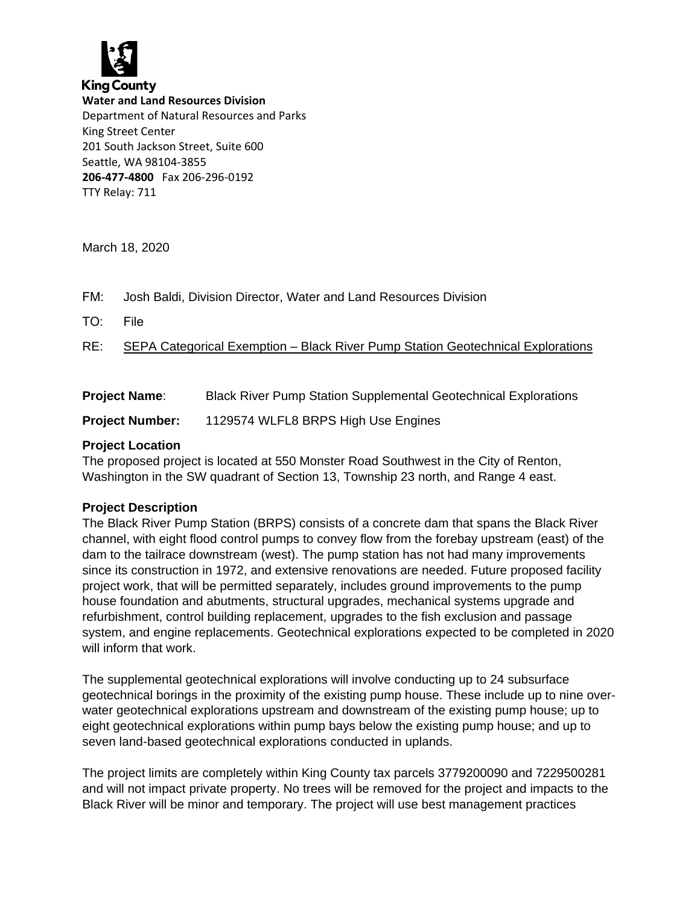King County

**Water and Land Resources Division**
Department of Natural Resources and Parks
King Street Center
201 South Jackson Street, Suite 600
Seattle, WA 98104-3855
**206-477-4800** Fax 206-296-0192
TTY Relay: 711

March 18, 2020

FM: Josh Baldi, Division Director, Water and Land Resources Division

TO: File

RE: SEPA Categorical Exemption – Black River Pump Station Geotechnical Explorations

**Project Name**: Black River Pump Station Supplemental Geotechnical Explorations

**Project Number:** 1129574 WLFL8 BRPS High Use Engines

**Project Location**

The proposed project is located at 550 Monster Road Southwest in the City of Renton, Washington in the SW quadrant of Section 13, Township 23 north, and Range 4 east.

**Project Description**

The Black River Pump Station (BRPS) consists of a concrete dam that spans the Black River channel, with eight flood control pumps to convey flow from the forebay upstream (east) of the dam to the tailrace downstream (west). The pump station has not had many improvements since its construction in 1972, and extensive renovations are needed. Future proposed facility project work, that will be permitted separately, includes ground improvements to the pump house foundation and abutments, structural upgrades, mechanical systems upgrade and refurbishment, control building replacement, upgrades to the fish exclusion and passage system, and engine replacements. Geotechnical explorations expected to be completed in 2020 will inform that work.

The supplemental geotechnical explorations will involve conducting up to 24 subsurface geotechnical borings in the proximity of the existing pump house. These include up to nine over-water geotechnical explorations upstream and downstream of the existing pump house; up to eight geotechnical explorations within pump bays below the existing pump house; and up to seven land-based geotechnical explorations conducted in uplands.

The project limits are completely within King County tax parcels 3779200090 and 7229500281 and will not impact private property. No trees will be removed for the project and impacts to the Black River will be minor and temporary. The project will use best management practices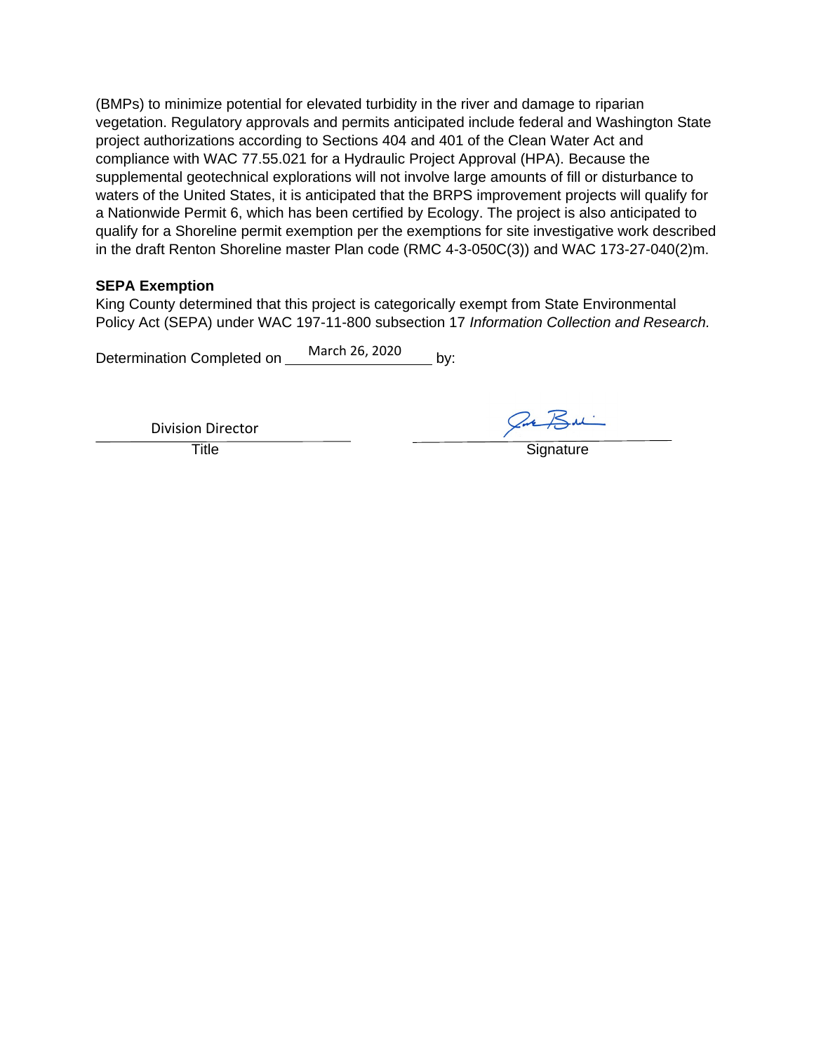(BMPs) to minimize potential for elevated turbidity in the river and damage to riparian vegetation. Regulatory approvals and permits anticipated include federal and Washington State project authorizations according to Sections 404 and 401 of the Clean Water Act and compliance with WAC 77.55.021 for a Hydraulic Project Approval (HPA). Because the supplemental geotechnical explorations will not involve large amounts of fill or disturbance to waters of the United States, it is anticipated that the BRPS improvement projects will qualify for a Nationwide Permit 6, which has been certified by Ecology. The project is also anticipated to qualify for a Shoreline permit exemption per the exemptions for site investigative work described in the draft Renton Shoreline master Plan code (RMC 4-3-050C(3)) and WAC 173-27-040(2)m.

**SEPA Exemption**

King County determined that this project is categorically exempt from State Environmental Policy Act (SEPA) under WAC 197-11-800 subsection 17 *Information Collection and Research.*

Determination Completed on March 26, 2020 by:

Division Director
Title

Signature